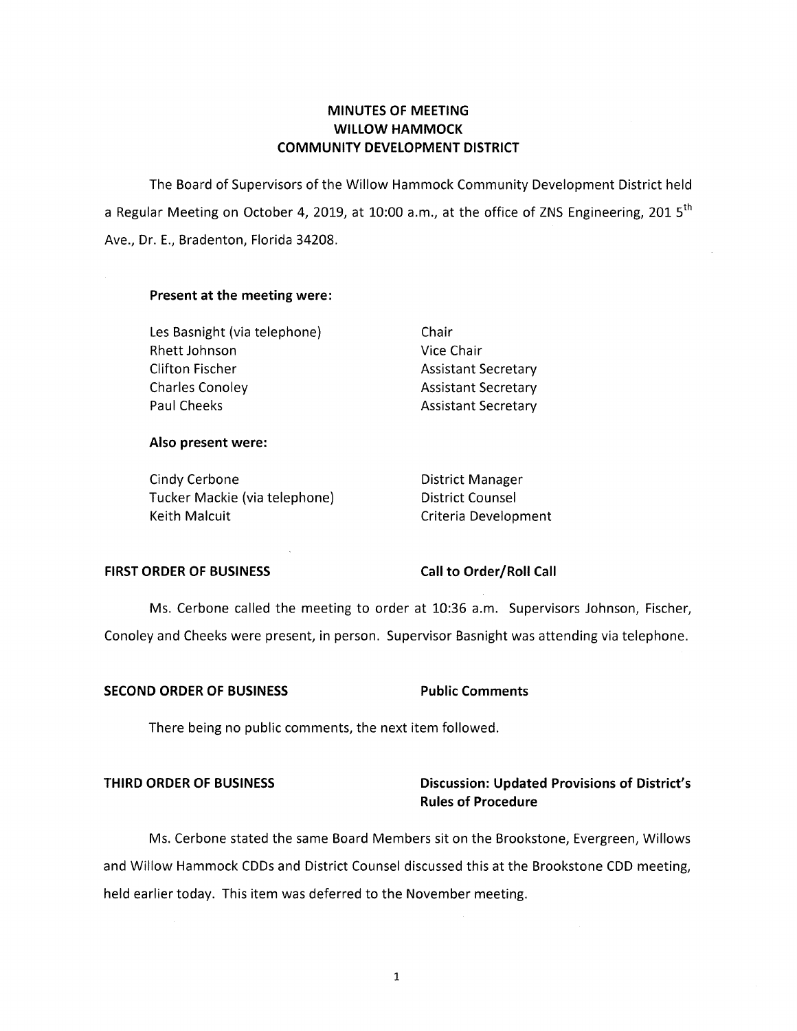# MINUTES OF MEETING
# WILLOW HAMMOCK
# COMMUNITY DEVELOPMENT DISTRICT

The Board of Supervisors of the Willow Hammock Community Development District held a Regular Meeting on October 4, 2019, at 10:00 a.m., at the office of ZNS Engineering, 201 5th Ave., Dr. E., Bradenton, Florida 34208.

**Present at the meeting were:**

| | |
|---|---|
| Les Basnight (via telephone) | Chair |
| Rhett Johnson | Vice Chair |
| Clifton Fischer | Assistant Secretary |
| Charles Conoley | Assistant Secretary |
| Paul Cheeks | Assistant Secretary |

**Also present were:**

| | |
|---|---|
| Cindy Cerbone | District Manager |
| Tucker Mackie (via telephone) | District Counsel |
| Keith Malcuit | Criteria Development |

**FIRST ORDER OF BUSINESS** — **Call to Order/Roll Call**

Ms. Cerbone called the meeting to order at 10:36 a.m. Supervisors Johnson, Fischer, Conoley and Cheeks were present, in person. Supervisor Basnight was attending via telephone.

**SECOND ORDER OF BUSINESS** — **Public Comments**

There being no public comments, the next item followed.

**THIRD ORDER OF BUSINESS** — **Discussion: Updated Provisions of District's Rules of Procedure**

Ms. Cerbone stated the same Board Members sit on the Brookstone, Evergreen, Willows and Willow Hammock CDDs and District Counsel discussed this at the Brookstone CDD meeting, held earlier today. This item was deferred to the November meeting.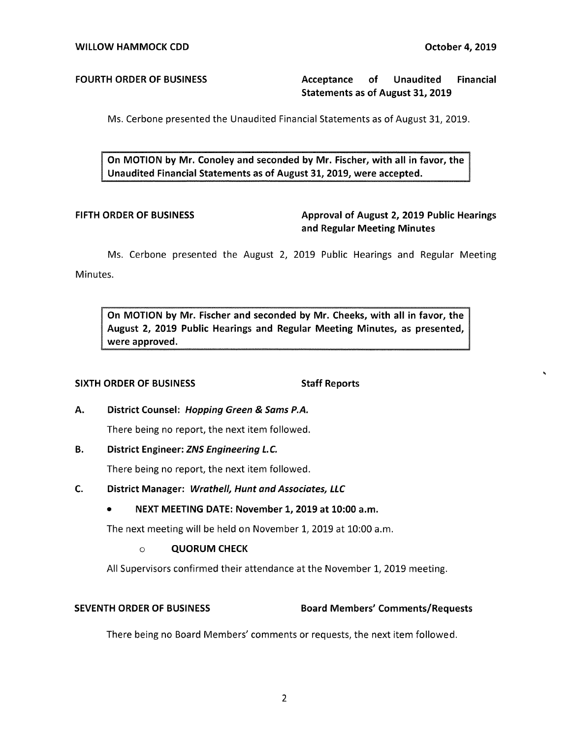**FOURTH ORDER OF BUSINESS** **Acceptance of Unaudited Financial Statements as of August 31, 2019**

Ms. Cerbone presented the Unaudited Financial Statements as of August 31, 2019.

> **On MOTION by Mr. Conoley and seconded by Mr. Fischer, with all in favor, the Unaudited Financial Statements as of August 31, 2019, were accepted.**

**FIFTH ORDER OF BUSINESS** **Approval of August 2, 2019 Public Hearings and Regular Meeting Minutes**

Ms. Cerbone presented the August 2, 2019 Public Hearings and Regular Meeting Minutes.

> **On MOTION by Mr. Fischer and seconded by Mr. Cheeks, with all in favor, the August 2, 2019 Public Hearings and Regular Meeting Minutes, as presented, were approved.**

**SIXTH ORDER OF BUSINESS** **Staff Reports**

**A. District Counsel: *Hopping Green & Sams P.A.***

There being no report, the next item followed.

**B. District Engineer: *ZNS Engineering L.C.***

There being no report, the next item followed.

**C. District Manager: *Wrathell, Hunt and Associates, LLC***

- **NEXT MEETING DATE: November 1, 2019 at 10:00 a.m.**

The next meeting will be held on November 1, 2019 at 10:00 a.m.

- **QUORUM CHECK**

All Supervisors confirmed their attendance at the November 1, 2019 meeting.

**SEVENTH ORDER OF BUSINESS** **Board Members' Comments/Requests**

There being no Board Members' comments or requests, the next item followed.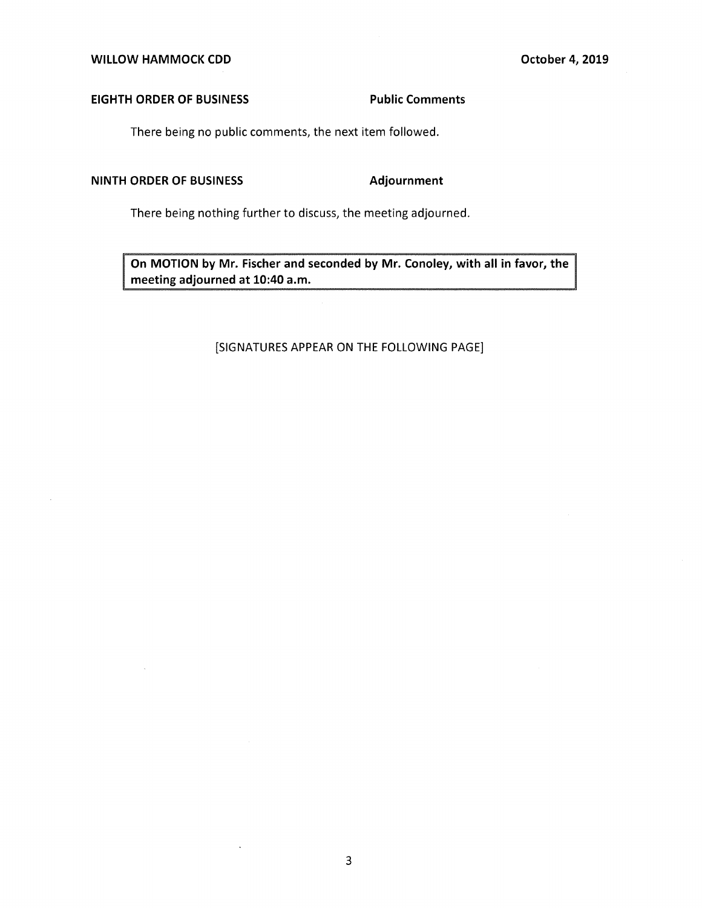**EIGHTH ORDER OF BUSINESS** **Public Comments**

There being no public comments, the next item followed.

**NINTH ORDER OF BUSINESS** **Adjournment**

There being nothing further to discuss, the meeting adjourned.

| **On MOTION by Mr. Fischer and seconded by Mr. Conoley, with all in favor, the meeting adjourned at 10:40 a.m.** |
|---|

[SIGNATURES APPEAR ON THE FOLLOWING PAGE]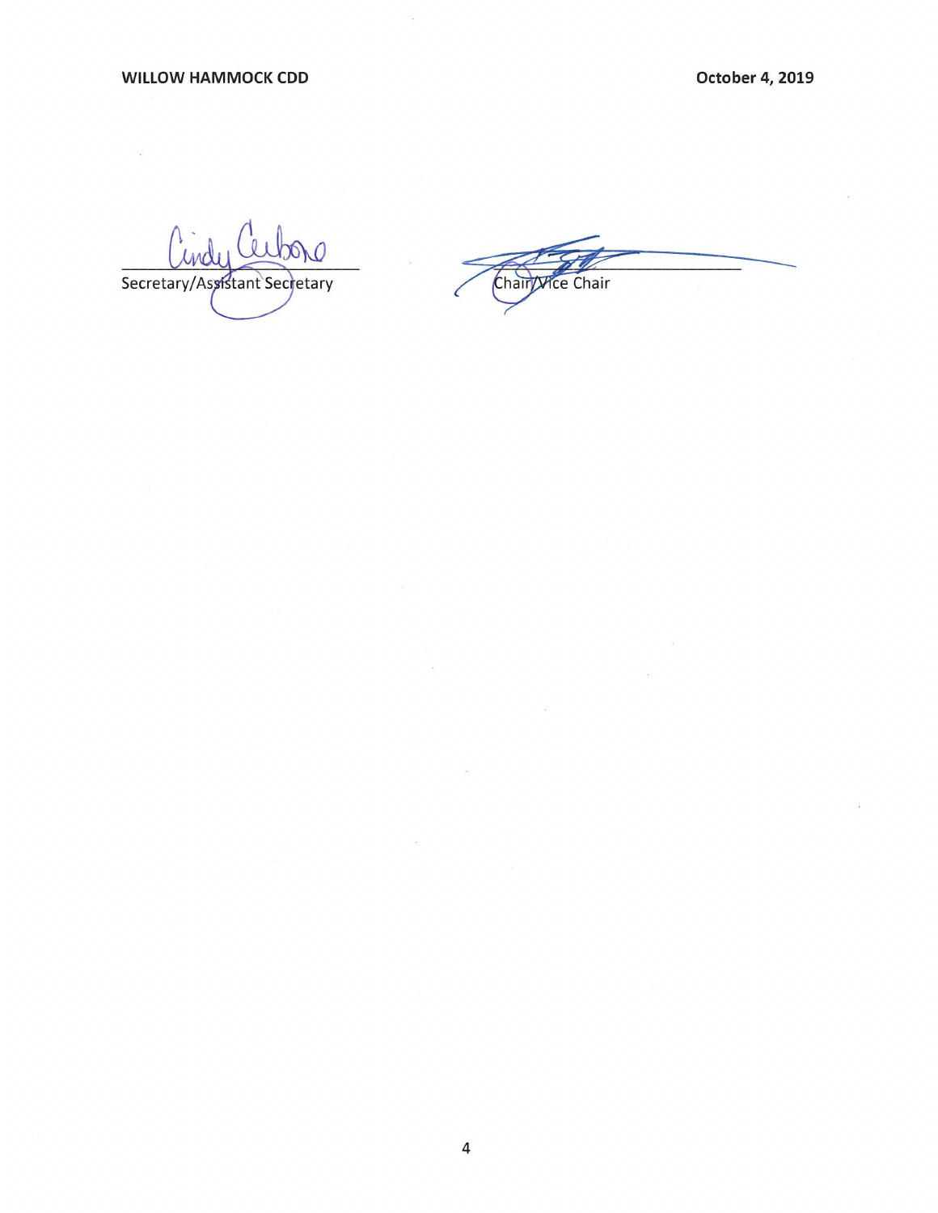Cindy Cerbone
\_\_\_\_\_\_\_\_\_\_\_\_\_\_\_\_\_\_\_\_\_\_\_\_\_\_\_\_\_\_
Secretary/Assistant Secretary

\_\_\_\_\_\_\_\_\_\_\_\_\_\_\_\_\_\_\_\_\_\_\_\_\_\_\_\_\_\_
Chair/Vice Chair